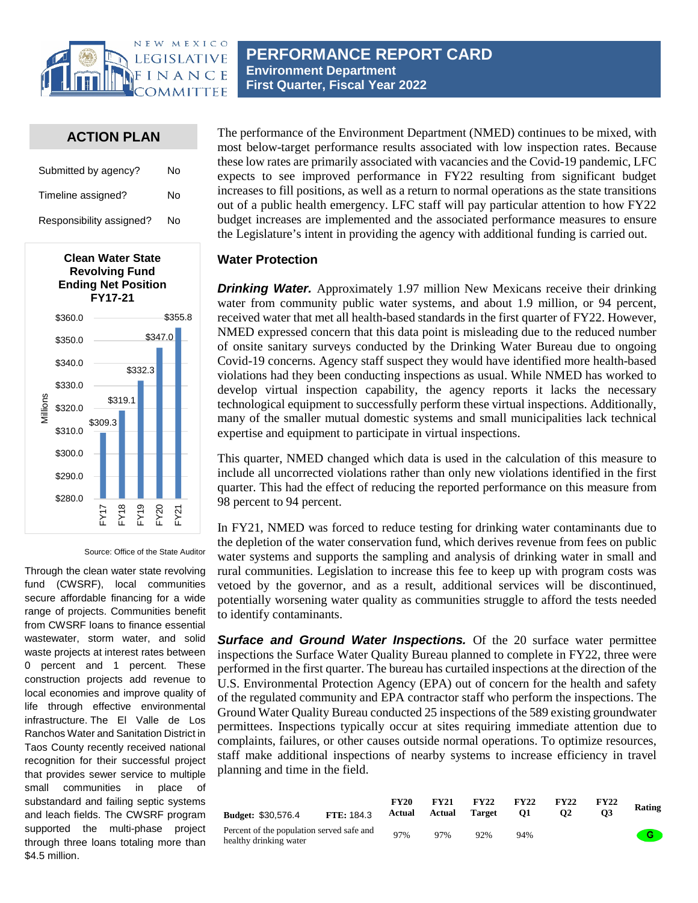# PERFORMANCE REPORT CARD
## Environment Department
## First Quarter, Fiscal Year 2022

### ACTION PLAN

| | |
|---|---|
| Submitted by agency? | No |
| Timeline assigned? | No |
| Responsibility assigned? | No |

**Clean Water State Revolving Fund Ending Net Position FY17-21**

| Fiscal Year | Millions |
|---|---|
| FY17 | $309.3 |
| FY18 | $319.1 |
| FY19 | $332.3 |
| FY20 | $347.0 |
| FY21 | $355.8 |

Source: Office of the State Auditor

Through the clean water state revolving fund (CWSRF), local communities secure affordable financing for a wide range of projects. Communities benefit from CWSRF loans to finance essential wastewater, storm water, and solid waste projects at interest rates between 0 percent and 1 percent. These construction projects add revenue to local economies and improve quality of life through effective environmental infrastructure. The El Valle de Los Ranchos Water and Sanitation District in Taos County recently received national recognition for their successful project that provides sewer service to multiple small communities in place of substandard and failing septic systems and leach fields. The CWSRF program supported the multi-phase project through three loans totaling more than $4.5 million.

The performance of the Environment Department (NMED) continues to be mixed, with most below-target performance results associated with low inspection rates. Because these low rates are primarily associated with vacancies and the Covid-19 pandemic, LFC expects to see improved performance in FY22 resulting from significant budget increases to fill positions, as well as a return to normal operations as the state transitions out of a public health emergency. LFC staff will pay particular attention to how FY22 budget increases are implemented and the associated performance measures to ensure the Legislature's intent in providing the agency with additional funding is carried out.

### Water Protection

***Drinking Water.*** Approximately 1.97 million New Mexicans receive their drinking water from community public water systems, and about 1.9 million, or 94 percent, received water that met all health-based standards in the first quarter of FY22. However, NMED expressed concern that this data point is misleading due to the reduced number of onsite sanitary surveys conducted by the Drinking Water Bureau due to ongoing Covid-19 concerns. Agency staff suspect they would have identified more health-based violations had they been conducting inspections as usual. While NMED has worked to develop virtual inspection capability, the agency reports it lacks the necessary technological equipment to successfully perform these virtual inspections. Additionally, many of the smaller mutual domestic systems and small municipalities lack technical expertise and equipment to participate in virtual inspections.

This quarter, NMED changed which data is used in the calculation of this measure to include all uncorrected violations rather than only new violations identified in the first quarter. This had the effect of reducing the reported performance on this measure from 98 percent to 94 percent.

In FY21, NMED was forced to reduce testing for drinking water contaminants due to the depletion of the water conservation fund, which derives revenue from fees on public water systems and supports the sampling and analysis of drinking water in small and rural communities. Legislation to increase this fee to keep up with program costs was vetoed by the governor, and as a result, additional services will be discontinued, potentially worsening water quality as communities struggle to afford the tests needed to identify contaminants.

***Surface and Ground Water Inspections.*** Of the 20 surface water permittee inspections the Surface Water Quality Bureau planned to complete in FY22, three were performed in the first quarter. The bureau has curtailed inspections at the direction of the U.S. Environmental Protection Agency (EPA) out of concern for the health and safety of the regulated community and EPA contractor staff who perform the inspections. The Ground Water Quality Bureau conducted 25 inspections of the 589 existing groundwater permittees. Inspections typically occur at sites requiring immediate attention due to complaints, failures, or other causes outside normal operations. To optimize resources, staff make additional inspections of nearby systems to increase efficiency in travel planning and time in the field.

| **Budget:** $30,576.4 **FTE:** 184.3 | FY20 Actual | FY21 Actual | FY22 Target | FY22 Q1 | FY22 Q2 | FY22 Q3 | Rating |
|---|---|---|---|---|---|---|---|
| Percent of the population served safe and healthy drinking water | 97% | 97% | 92% | 94% | | | G |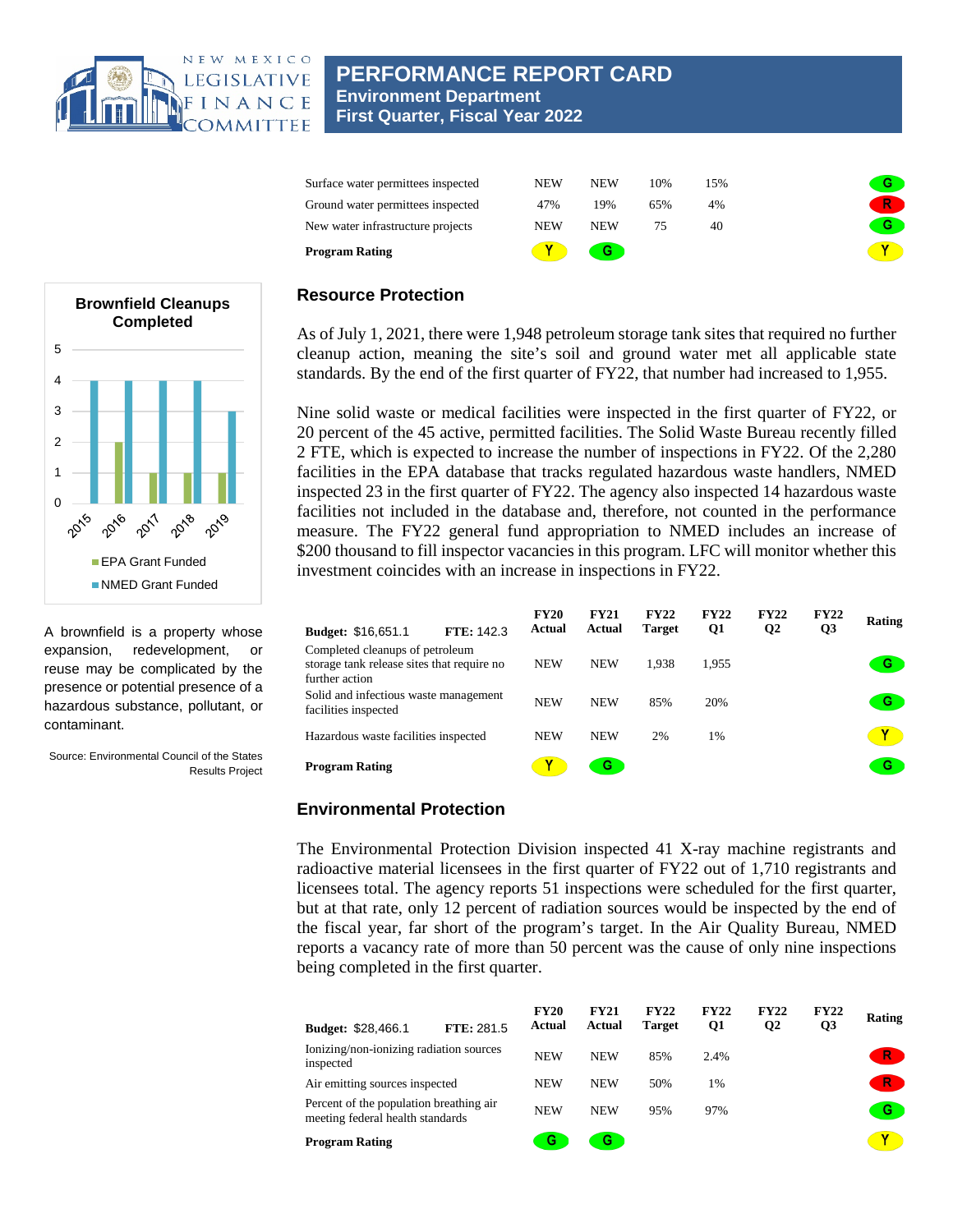# PERFORMANCE REPORT CARD
## Environment Department
## First Quarter, Fiscal Year 2022

| | FY20 Actual | FY21 Actual | FY22 Target | FY22 Q1 | FY22 Q2 | FY22 Q3 | Rating |
|---|---|---|---|---|---|---|---|
| Surface water permittees inspected | NEW | NEW | 10% | 15% | | | G |
| Ground water permittees inspected | 47% | 19% | 65% | 4% | | | R |
| New water infrastructure projects | NEW | NEW | 75 | 40 | | | G |
| **Program Rating** | Y | G | | | | | Y |

Brownfield Cleanups Completed

5
4
3
2
1
0
2015
2016
2017
2018
2019

EPA Grant Funded
NMED Grant Funded

A brownfield is a property whose expansion, redevelopment, or reuse may be complicated by the presence or potential presence of a hazardous substance, pollutant, or contaminant.

Source: Environmental Council of the States Results Project

## Resource Protection

As of July 1, 2021, there were 1,948 petroleum storage tank sites that required no further cleanup action, meaning the site's soil and ground water met all applicable state standards. By the end of the first quarter of FY22, that number had increased to 1,955.

Nine solid waste or medical facilities were inspected in the first quarter of FY22, or 20 percent of the 45 active, permitted facilities. The Solid Waste Bureau recently filled 2 FTE, which is expected to increase the number of inspections in FY22. Of the 2,280 facilities in the EPA database that tracks regulated hazardous waste handlers, NMED inspected 23 in the first quarter of FY22. The agency also inspected 14 hazardous waste facilities not included in the database and, therefore, not counted in the performance measure. The FY22 general fund appropriation to NMED includes an increase of $200 thousand to fill inspector vacancies in this program. LFC will monitor whether this investment coincides with an increase in inspections in FY22.

| **Budget:** $16,651.1 **FTE:** 142.3 | FY20 Actual | FY21 Actual | FY22 Target | FY22 Q1 | FY22 Q2 | FY22 Q3 | Rating |
|---|---|---|---|---|---|---|---|
| Completed cleanups of petroleum storage tank release sites that require no further action | NEW | NEW | 1,938 | 1,955 | | | G |
| Solid and infectious waste management facilities inspected | NEW | NEW | 85% | 20% | | | G |
| Hazardous waste facilities inspected | NEW | NEW | 2% | 1% | | | Y |
| **Program Rating** | Y | G | | | | | G |

## Environmental Protection

The Environmental Protection Division inspected 41 X-ray machine registrants and radioactive material licensees in the first quarter of FY22 out of 1,710 registrants and licensees total. The agency reports 51 inspections were scheduled for the first quarter, but at that rate, only 12 percent of radiation sources would be inspected by the end of the fiscal year, far short of the program's target. In the Air Quality Bureau, NMED reports a vacancy rate of more than 50 percent was the cause of only nine inspections being completed in the first quarter.

| **Budget:** $28,466.1 **FTE:** 281.5 | FY20 Actual | FY21 Actual | FY22 Target | FY22 Q1 | FY22 Q2 | FY22 Q3 | Rating |
|---|---|---|---|---|---|---|---|
| Ionizing/non-ionizing radiation sources inspected | NEW | NEW | 85% | 2.4% | | | R |
| Air emitting sources inspected | NEW | NEW | 50% | 1% | | | R |
| Percent of the population breathing air meeting federal health standards | NEW | NEW | 95% | 97% | | | G |
| **Program Rating** | G | G | | | | | Y |